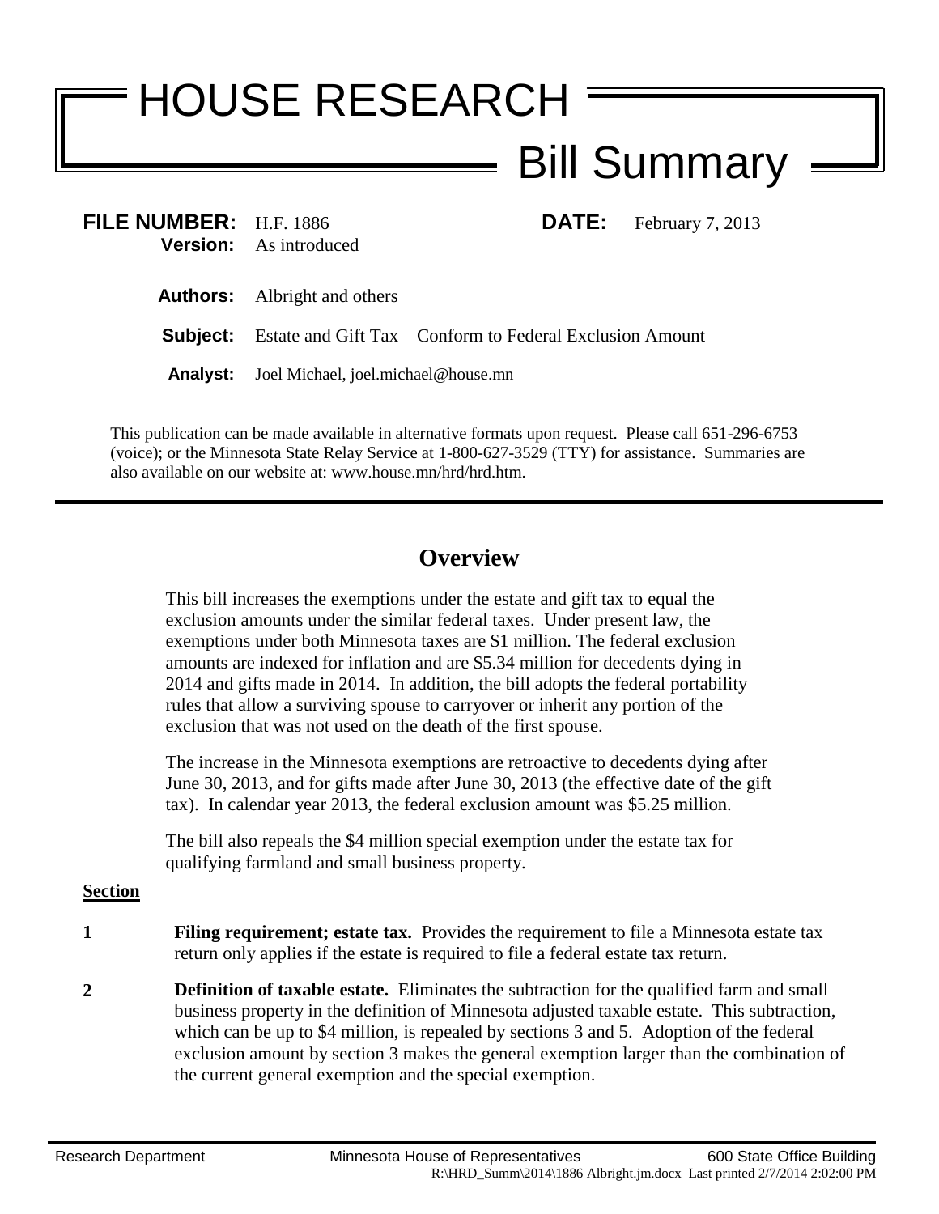# HOUSE RESEARCH

## Bill Summary

**FILE NUMBER:** H.F. 1886 **DATE:** February 7, 2013
**Version:** As introduced

**Authors:** Albright and others

**Subject:** Estate and Gift Tax – Conform to Federal Exclusion Amount

**Analyst:** Joel Michael, joel.michael@house.mn

This publication can be made available in alternative formats upon request. Please call 651-296-6753 (voice); or the Minnesota State Relay Service at 1-800-627-3529 (TTY) for assistance. Summaries are also available on our website at: www.house.mn/hrd/hrd.htm.

---

## Overview

This bill increases the exemptions under the estate and gift tax to equal the exclusion amounts under the similar federal taxes. Under present law, the exemptions under both Minnesota taxes are $1 million. The federal exclusion amounts are indexed for inflation and are $5.34 million for decedents dying in 2014 and gifts made in 2014. In addition, the bill adopts the federal portability rules that allow a surviving spouse to carryover or inherit any portion of the exclusion that was not used on the death of the first spouse.

The increase in the Minnesota exemptions are retroactive to decedents dying after June 30, 2013, and for gifts made after June 30, 2013 (the effective date of the gift tax). In calendar year 2013, the federal exclusion amount was $5.25 million.

The bill also repeals the $4 million special exemption under the estate tax for qualifying farmland and small business property.

**Section**

**1** **Filing requirement; estate tax.** Provides the requirement to file a Minnesota estate tax return only applies if the estate is required to file a federal estate tax return.

**2** **Definition of taxable estate.** Eliminates the subtraction for the qualified farm and small business property in the definition of Minnesota adjusted taxable estate. This subtraction, which can be up to $4 million, is repealed by sections 3 and 5. Adoption of the federal exclusion amount by section 3 makes the general exemption larger than the combination of the current general exemption and the special exemption.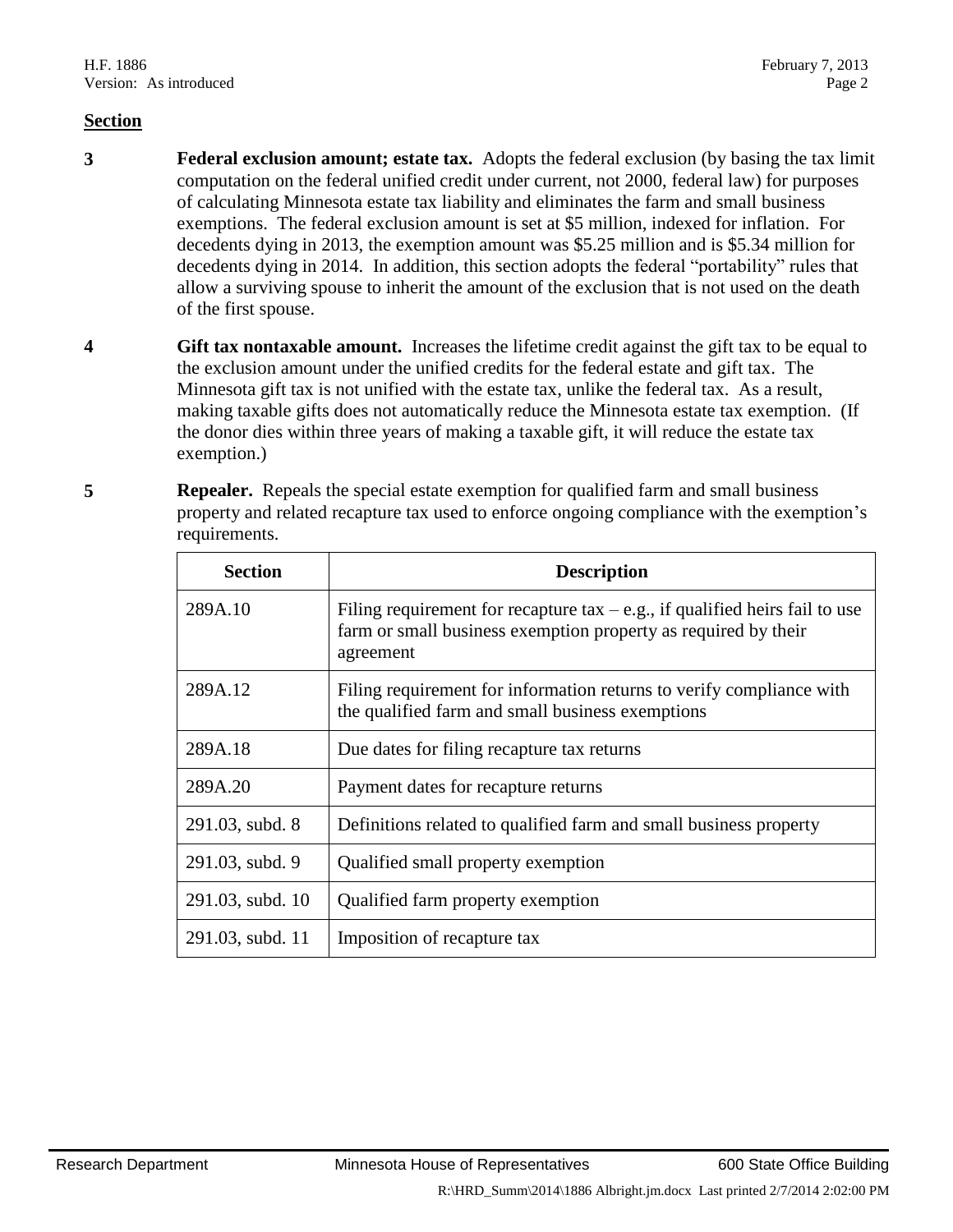**Section**

**3** **Federal exclusion amount; estate tax.** Adopts the federal exclusion (by basing the tax limit computation on the federal unified credit under current, not 2000, federal law) for purposes of calculating Minnesota estate tax liability and eliminates the farm and small business exemptions. The federal exclusion amount is set at $5 million, indexed for inflation. For decedents dying in 2013, the exemption amount was $5.25 million and is $5.34 million for decedents dying in 2014. In addition, this section adopts the federal "portability" rules that allow a surviving spouse to inherit the amount of the exclusion that is not used on the death of the first spouse.

**4** **Gift tax nontaxable amount.** Increases the lifetime credit against the gift tax to be equal to the exclusion amount under the unified credits for the federal estate and gift tax. The Minnesota gift tax is not unified with the estate tax, unlike the federal tax. As a result, making taxable gifts does not automatically reduce the Minnesota estate tax exemption. (If the donor dies within three years of making a taxable gift, it will reduce the estate tax exemption.)

**5** **Repealer.** Repeals the special estate exemption for qualified farm and small business property and related recapture tax used to enforce ongoing compliance with the exemption's requirements.

| Section | Description |
|---|---|
| 289A.10 | Filing requirement for recapture tax – e.g., if qualified heirs fail to use farm or small business exemption property as required by their agreement |
| 289A.12 | Filing requirement for information returns to verify compliance with the qualified farm and small business exemptions |
| 289A.18 | Due dates for filing recapture tax returns |
| 289A.20 | Payment dates for recapture returns |
| 291.03, subd. 8 | Definitions related to qualified farm and small business property |
| 291.03, subd. 9 | Qualified small property exemption |
| 291.03, subd. 10 | Qualified farm property exemption |
| 291.03, subd. 11 | Imposition of recapture tax |